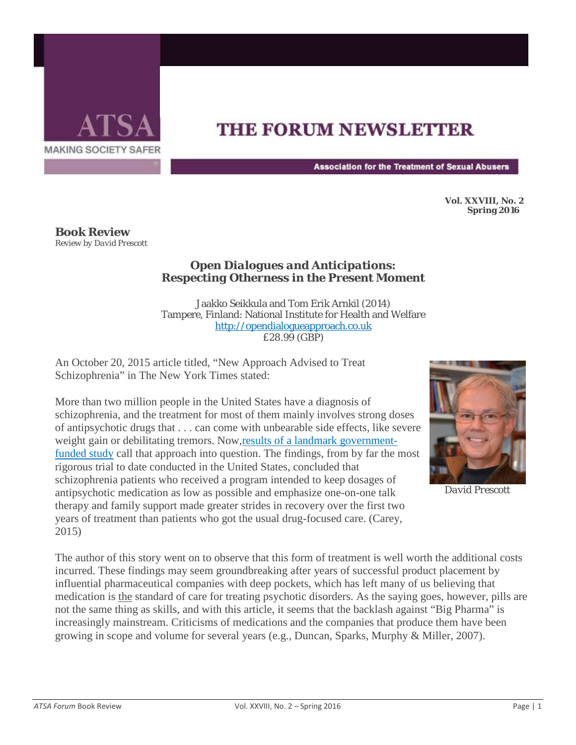# THE FORUM NEWSLETTER

ATSA
MAKING SOCIETY SAFER

Association for the Treatment of Sexual Abusers

**Vol. XXVIII, No. 2**
**Spring 2016**

## Book Review

*Review by David Prescott*

### *Open Dialogues and Anticipations:* Respecting Otherness in the Present Moment

Jaakko Seikkula and Tom Erik Arnkil (2014)
Tampere, Finland: National Institute for Health and Welfare
http://opendialogueapproach.co.uk
£28.99 (GBP)

An October 20, 2015 article titled, "New Approach Advised to Treat Schizophrenia" in The New York Times stated:

> More than two million people in the United States have a diagnosis of schizophrenia, and the treatment for most of them mainly involves strong doses of antipsychotic drugs that . . . can come with unbearable side effects, like severe weight gain or debilitating tremors. Now, results of a landmark government-funded study call that approach into question. The findings, from by far the most rigorous trial to date conducted in the United States, concluded that schizophrenia patients who received a program intended to keep dosages of antipsychotic medication as low as possible and emphasize one-on-one talk therapy and family support made greater strides in recovery over the first two years of treatment than patients who got the usual drug-focused care. (Carey, 2015)

David Prescott

The author of this story went on to observe that this form of treatment is well worth the additional costs incurred. These findings may seem groundbreaking after years of successful product placement by influential pharmaceutical companies with deep pockets, which has left many of us believing that medication is <u>the</u> standard of care for treating psychotic disorders. As the saying goes, however, pills are not the same thing as skills, and with this article, it seems that the backlash against "Big Pharma" is increasingly mainstream. Criticisms of medications and the companies that produce them have been growing in scope and volume for several years (e.g., Duncan, Sparks, Murphy & Miller, 2007).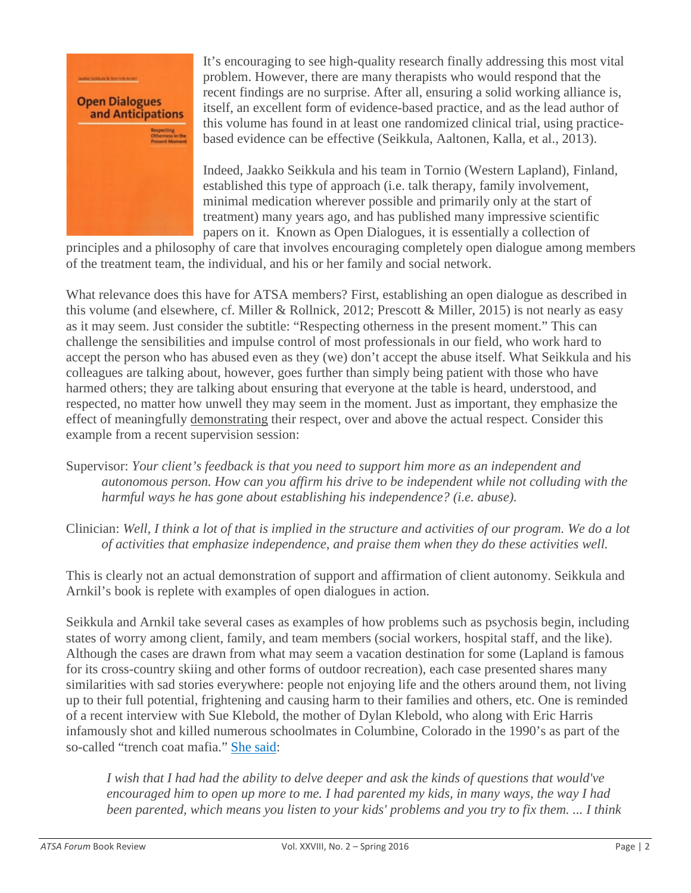It's encouraging to see high-quality research finally addressing this most vital problem. However, there are many therapists who would respond that the recent findings are no surprise. After all, ensuring a solid working alliance is, itself, an excellent form of evidence-based practice, and as the lead author of this volume has found in at least one randomized clinical trial, using practice-based evidence can be effective (Seikkula, Aaltonen, Kalla, et al., 2013).

Indeed, Jaakko Seikkula and his team in Tornio (Western Lapland), Finland, established this type of approach (i.e. talk therapy, family involvement, minimal medication wherever possible and primarily only at the start of treatment) many years ago, and has published many impressive scientific papers on it. Known as Open Dialogues, it is essentially a collection of principles and a philosophy of care that involves encouraging completely open dialogue among members of the treatment team, the individual, and his or her family and social network.

What relevance does this have for ATSA members? First, establishing an open dialogue as described in this volume (and elsewhere, cf. Miller & Rollnick, 2012; Prescott & Miller, 2015) is not nearly as easy as it may seem. Just consider the subtitle: "Respecting otherness in the present moment." This can challenge the sensibilities and impulse control of most professionals in our field, who work hard to accept the person who has abused even as they (we) don't accept the abuse itself. What Seikkula and his colleagues are talking about, however, goes further than simply being patient with those who have harmed others; they are talking about ensuring that everyone at the table is heard, understood, and respected, no matter how unwell they may seem in the moment. Just as important, they emphasize the effect of meaningfully <u>demonstrating</u> their respect, over and above the actual respect. Consider this example from a recent supervision session:

Supervisor: *Your client's feedback is that you need to support him more as an independent and autonomous person. How can you affirm his drive to be independent while not colluding with the harmful ways he has gone about establishing his independence? (i.e. abuse).*

Clinician: *Well, I think a lot of that is implied in the structure and activities of our program. We do a lot of activities that emphasize independence, and praise them when they do these activities well.*

This is clearly not an actual demonstration of support and affirmation of client autonomy. Seikkula and Arnkil's book is replete with examples of open dialogues in action.

Seikkula and Arnkil take several cases as examples of how problems such as psychosis begin, including states of worry among client, family, and team members (social workers, hospital staff, and the like). Although the cases are drawn from what may seem a vacation destination for some (Lapland is famous for its cross-country skiing and other forms of outdoor recreation), each case presented shares many similarities with sad stories everywhere: people not enjoying life and the others around them, not living up to their full potential, frightening and causing harm to their families and others, etc. One is reminded of a recent interview with Sue Klebold, the mother of Dylan Klebold, who along with Eric Harris infamously shot and killed numerous schoolmates in Columbine, Colorado in the 1990's as part of the so-called "trench coat mafia." [She said](#):

> *I wish that I had had the ability to delve deeper and ask the kinds of questions that would've encouraged him to open up more to me. I had parented my kids, in many ways, the way I had been parented, which means you listen to your kids' problems and you try to fix them. ... I think*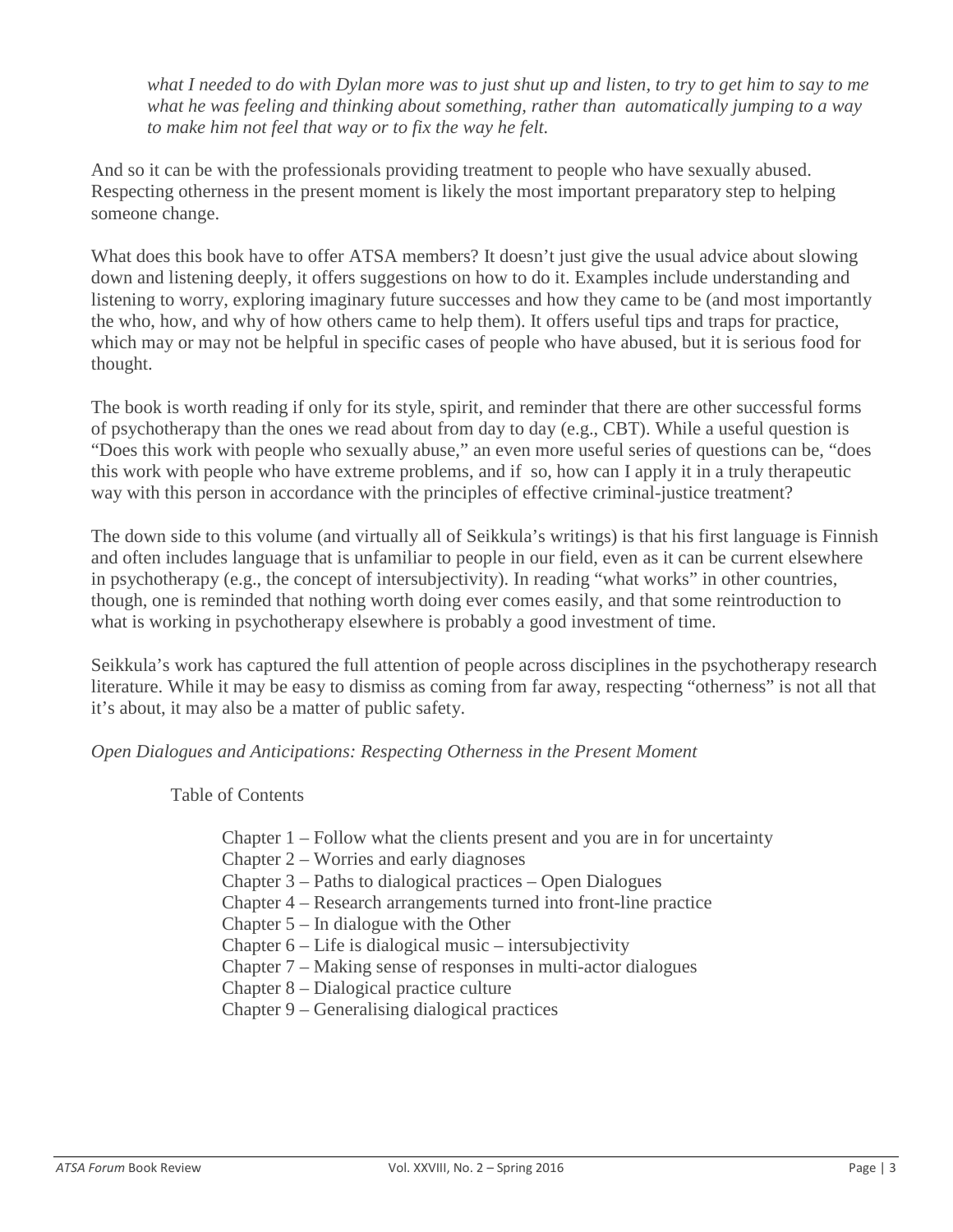*what I needed to do with Dylan more was to just shut up and listen, to try to get him to say to me what he was feeling and thinking about something, rather than automatically jumping to a way to make him not feel that way or to fix the way he felt.*

And so it can be with the professionals providing treatment to people who have sexually abused. Respecting otherness in the present moment is likely the most important preparatory step to helping someone change.

What does this book have to offer ATSA members? It doesn't just give the usual advice about slowing down and listening deeply, it offers suggestions on how to do it. Examples include understanding and listening to worry, exploring imaginary future successes and how they came to be (and most importantly the who, how, and why of how others came to help them). It offers useful tips and traps for practice, which may or may not be helpful in specific cases of people who have abused, but it is serious food for thought.

The book is worth reading if only for its style, spirit, and reminder that there are other successful forms of psychotherapy than the ones we read about from day to day (e.g., CBT). While a useful question is "Does this work with people who sexually abuse," an even more useful series of questions can be, "does this work with people who have extreme problems, and if so, how can I apply it in a truly therapeutic way with this person in accordance with the principles of effective criminal-justice treatment?

The down side to this volume (and virtually all of Seikkula's writings) is that his first language is Finnish and often includes language that is unfamiliar to people in our field, even as it can be current elsewhere in psychotherapy (e.g., the concept of intersubjectivity). In reading "what works" in other countries, though, one is reminded that nothing worth doing ever comes easily, and that some reintroduction to what is working in psychotherapy elsewhere is probably a good investment of time.

Seikkula's work has captured the full attention of people across disciplines in the psychotherapy research literature. While it may be easy to dismiss as coming from far away, respecting "otherness" is not all that it's about, it may also be a matter of public safety.

*Open Dialogues and Anticipations: Respecting Otherness in the Present Moment*

Table of Contents

- Chapter 1 – Follow what the clients present and you are in for uncertainty
- Chapter 2 – Worries and early diagnoses
- Chapter 3 – Paths to dialogical practices – Open Dialogues
- Chapter 4 – Research arrangements turned into front-line practice
- Chapter 5 – In dialogue with the Other
- Chapter 6 – Life is dialogical music – intersubjectivity
- Chapter 7 – Making sense of responses in multi-actor dialogues
- Chapter 8 – Dialogical practice culture
- Chapter 9 – Generalising dialogical practices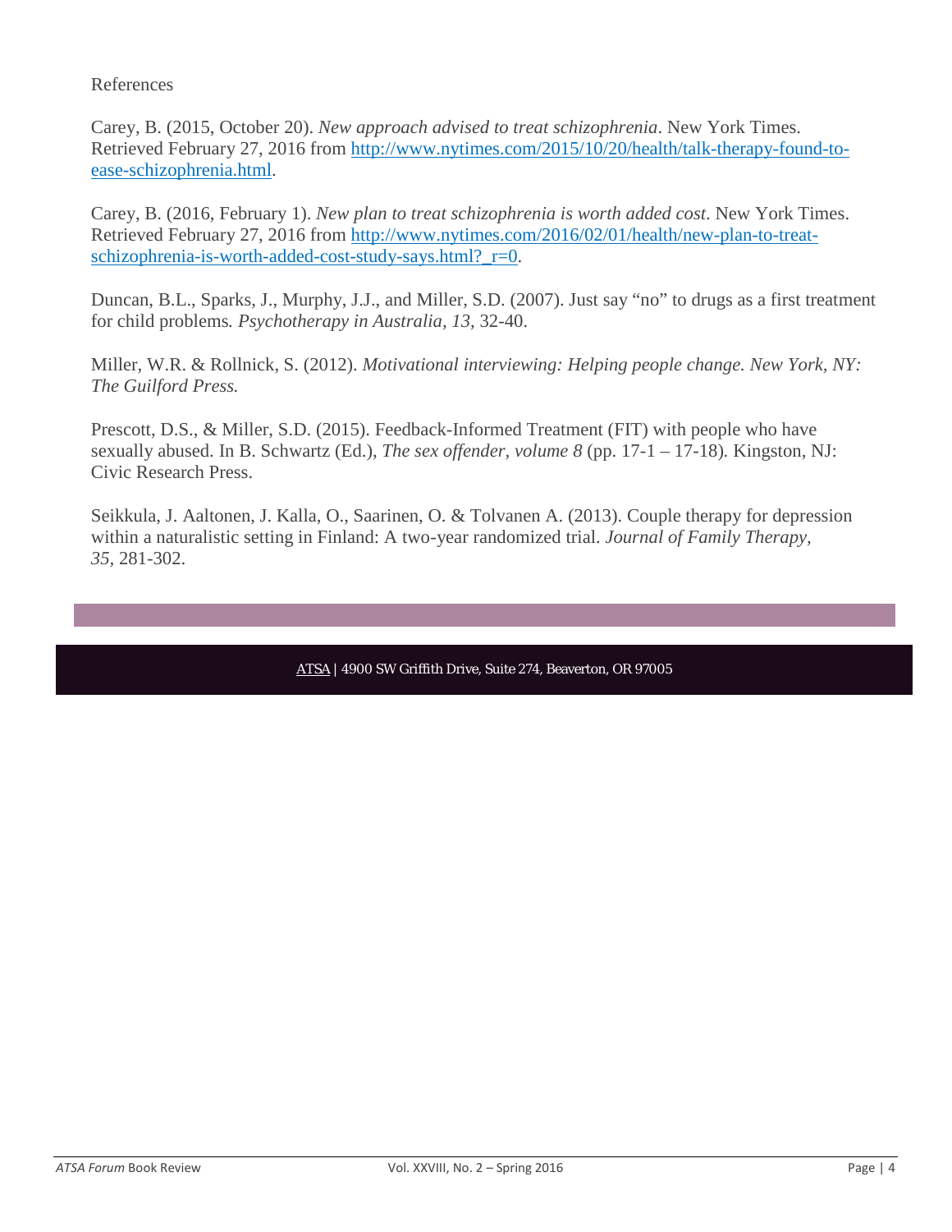References

Carey, B. (2015, October 20). *New approach advised to treat schizophrenia*. New York Times. Retrieved February 27, 2016 from [http://www.nytimes.com/2015/10/20/health/talk-therapy-found-to-ease-schizophrenia.html](http://www.nytimes.com/2015/10/20/health/talk-therapy-found-to-ease-schizophrenia.html).

Carey, B. (2016, February 1). *New plan to treat schizophrenia is worth added cost*. New York Times. Retrieved February 27, 2016 from [http://www.nytimes.com/2016/02/01/health/new-plan-to-treat-schizophrenia-is-worth-added-cost-study-says.html?_r=0](http://www.nytimes.com/2016/02/01/health/new-plan-to-treat-schizophrenia-is-worth-added-cost-study-says.html?_r=0).

Duncan, B.L., Sparks, J., Murphy, J.J., and Miller, S.D. (2007). Just say "no" to drugs as a first treatment for child problems*. Psychotherapy in Australia, 13,* 32-40.

Miller, W.R. & Rollnick, S. (2012). *Motivational interviewing: Helping people change. New York, NY: The Guilford Press.*

Prescott, D.S., & Miller, S.D. (2015). Feedback-Informed Treatment (FIT) with people who have sexually abused. In B. Schwartz (Ed.), *The sex offender, volume 8* (pp. 17-1 – 17-18)*.* Kingston, NJ: Civic Research Press.

Seikkula, J. Aaltonen, J. Kalla, O., Saarinen, O. & Tolvanen A. (2013). Couple therapy for depression within a naturalistic setting in Finland: A two-year randomized trial. *Journal of Family Therapy, 35*, 281-302.

ATSA | 4900 SW Griffith Drive, Suite 274, Beaverton, OR 97005